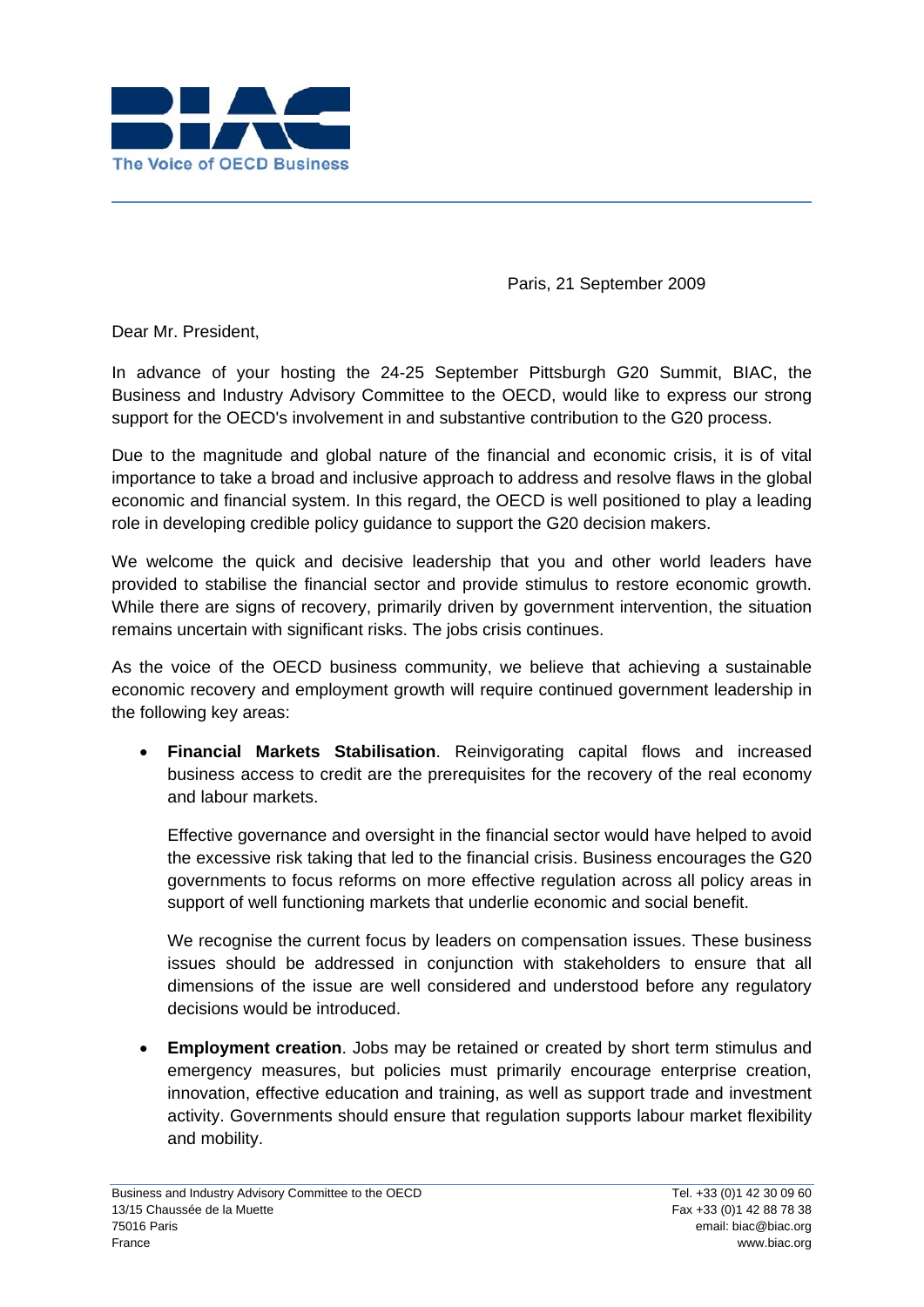The Voice of OECD Business

Paris, 21 September 2009

Dear Mr. President,

In advance of your hosting the 24-25 September Pittsburgh G20 Summit, BIAC, the Business and Industry Advisory Committee to the OECD, would like to express our strong support for the OECD's involvement in and substantive contribution to the G20 process.

Due to the magnitude and global nature of the financial and economic crisis, it is of vital importance to take a broad and inclusive approach to address and resolve flaws in the global economic and financial system. In this regard, the OECD is well positioned to play a leading role in developing credible policy guidance to support the G20 decision makers.

We welcome the quick and decisive leadership that you and other world leaders have provided to stabilise the financial sector and provide stimulus to restore economic growth. While there are signs of recovery, primarily driven by government intervention, the situation remains uncertain with significant risks. The jobs crisis continues.

As the voice of the OECD business community, we believe that achieving a sustainable economic recovery and employment growth will require continued government leadership in the following key areas:

- **Financial Markets Stabilisation**. Reinvigorating capital flows and increased business access to credit are the prerequisites for the recovery of the real economy and labour markets.

  Effective governance and oversight in the financial sector would have helped to avoid the excessive risk taking that led to the financial crisis. Business encourages the G20 governments to focus reforms on more effective regulation across all policy areas in support of well functioning markets that underlie economic and social benefit.

  We recognise the current focus by leaders on compensation issues. These business issues should be addressed in conjunction with stakeholders to ensure that all dimensions of the issue are well considered and understood before any regulatory decisions would be introduced.

- **Employment creation**. Jobs may be retained or created by short term stimulus and emergency measures, but policies must primarily encourage enterprise creation, innovation, effective education and training, as well as support trade and investment activity. Governments should ensure that regulation supports labour market flexibility and mobility.

Business and Industry Advisory Committee to the OECD
13/15 Chaussée de la Muette
75016 Paris
France

Tel. +33 (0)1 42 30 09 60
Fax +33 (0)1 42 88 78 38
email: biac@biac.org
www.biac.org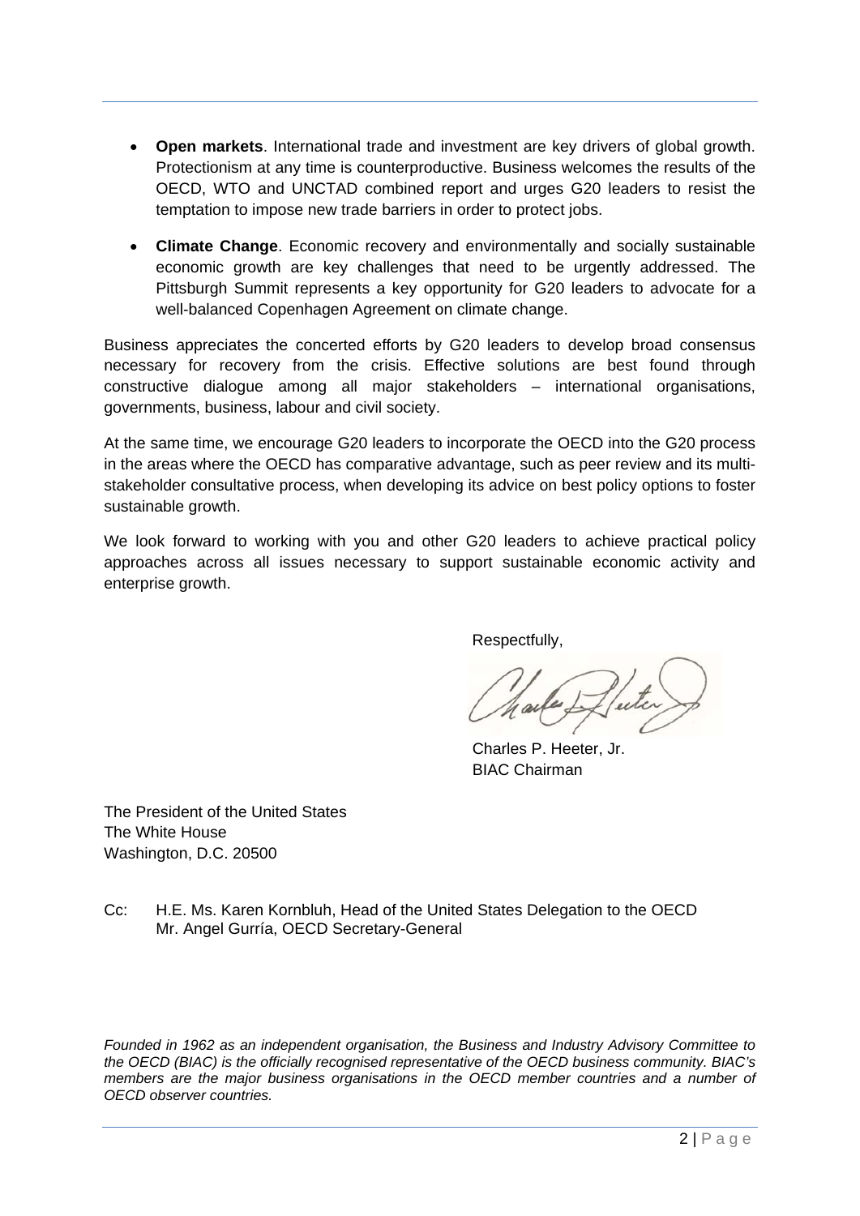- **Open markets**. International trade and investment are key drivers of global growth. Protectionism at any time is counterproductive. Business welcomes the results of the OECD, WTO and UNCTAD combined report and urges G20 leaders to resist the temptation to impose new trade barriers in order to protect jobs.

- **Climate Change**. Economic recovery and environmentally and socially sustainable economic growth are key challenges that need to be urgently addressed. The Pittsburgh Summit represents a key opportunity for G20 leaders to advocate for a well-balanced Copenhagen Agreement on climate change.

Business appreciates the concerted efforts by G20 leaders to develop broad consensus necessary for recovery from the crisis. Effective solutions are best found through constructive dialogue among all major stakeholders – international organisations, governments, business, labour and civil society.

At the same time, we encourage G20 leaders to incorporate the OECD into the G20 process in the areas where the OECD has comparative advantage, such as peer review and its multi-stakeholder consultative process, when developing its advice on best policy options to foster sustainable growth.

We look forward to working with you and other G20 leaders to achieve practical policy approaches across all issues necessary to support sustainable economic activity and enterprise growth.

Respectfully,

Charles P. Heeter, Jr.
BIAC Chairman

The President of the United States
The White House
Washington, D.C. 20500

Cc: H.E. Ms. Karen Kornbluh, Head of the United States Delegation to the OECD
Mr. Angel Gurría, OECD Secretary-General

*Founded in 1962 as an independent organisation, the Business and Industry Advisory Committee to the OECD (BIAC) is the officially recognised representative of the OECD business community. BIAC's members are the major business organisations in the OECD member countries and a number of OECD observer countries.*